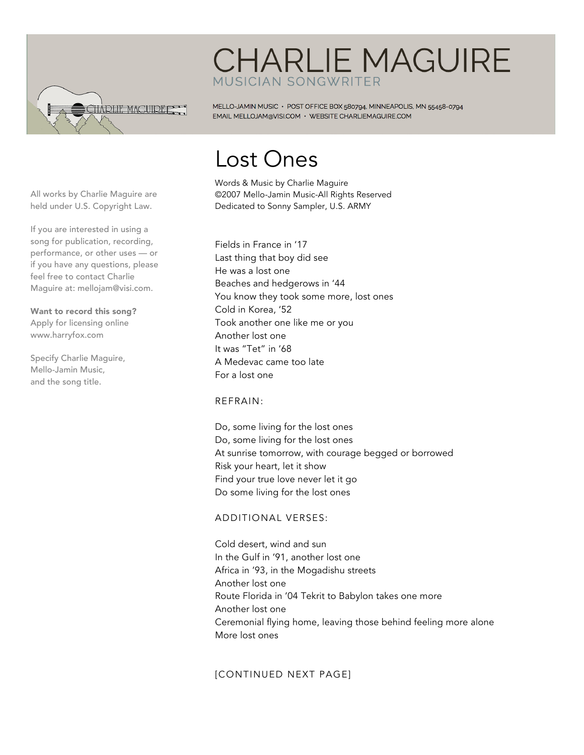# CHARLIE MAGUIRE

MUSICIAN SONGWRITER

MELLO-JAMIN MUSIC • POST OFFICE BOX 580794, MINNEAPOLIS, MN 55458-0794
EMAIL MELLOJAM@VISI.COM • WEBSITE CHARLIEMAGUIRE.COM

All works by Charlie Maguire are held under U.S. Copyright Law.

If you are interested in using a song for publication, recording, performance, or other uses — or if you have any questions, please feel free to contact Charlie Maguire at: mellojam@visi.com.

**Want to record this song?**
Apply for licensing online
www.harryfox.com

Specify Charlie Maguire,
Mello-Jamin Music,
and the song title.

## Lost Ones

Words & Music by Charlie Maguire
©2007 Mello-Jamin Music-All Rights Reserved
Dedicated to Sonny Sampler, U.S. ARMY

Fields in France in '17
Last thing that boy did see
He was a lost one
Beaches and hedgerows in '44
You know they took some more, lost ones
Cold in Korea, '52
Took another one like me or you
Another lost one
It was "Tet" in '68
A Medevac came too late
For a lost one

REFRAIN:

Do, some living for the lost ones
Do, some living for the lost ones
At sunrise tomorrow, with courage begged or borrowed
Risk your heart, let it show
Find your true love never let it go
Do some living for the lost ones

ADDITIONAL VERSES:

Cold desert, wind and sun
In the Gulf in '91, another lost one
Africa in '93, in the Mogadishu streets
Another lost one
Route Florida in '04 Tekrit to Babylon takes one more
Another lost one
Ceremonial flying home, leaving those behind feeling more alone
More lost ones

[CONTINUED NEXT PAGE]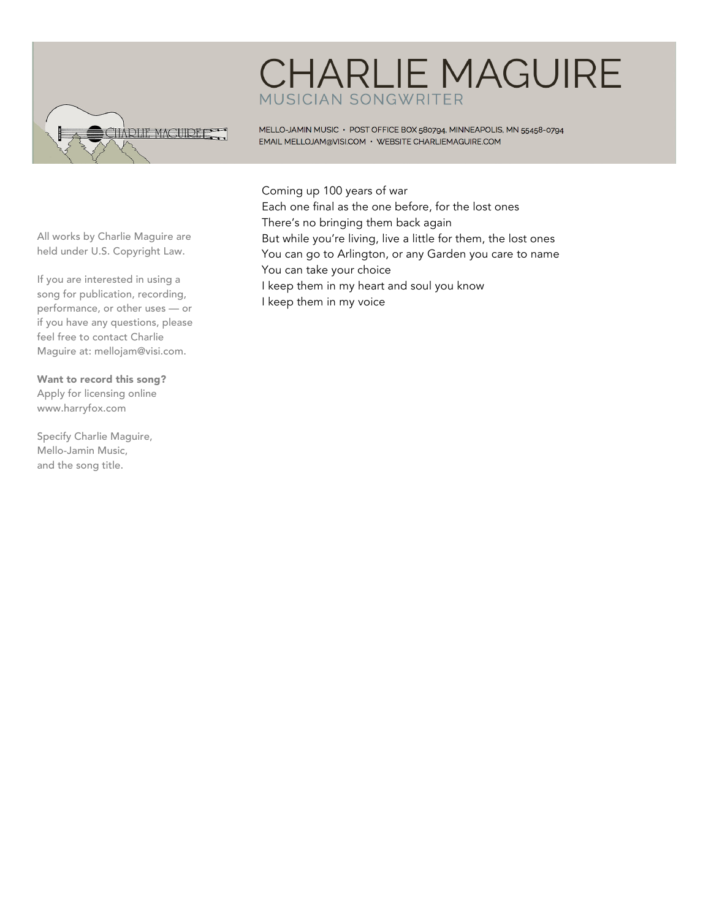# CHARLIE MAGUIRE

MUSICIAN SONGWRITER

MELLO-JAMIN MUSIC • POST OFFICE BOX 580794, MINNEAPOLIS, MN 55458-0794
EMAIL MELLOJAM@VISI.COM • WEBSITE CHARLIEMAGUIRE.COM

All works by Charlie Maguire are held under U.S. Copyright Law.

If you are interested in using a song for publication, recording, performance, or other uses — or if you have any questions, please feel free to contact Charlie Maguire at: mellojam@visi.com.

**Want to record this song?**
Apply for licensing online www.harryfox.com

Specify Charlie Maguire, Mello-Jamin Music, and the song title.

Coming up 100 years of war
Each one final as the one before, for the lost ones
There's no bringing them back again
But while you're living, live a little for them, the lost ones
You can go to Arlington, or any Garden you care to name
You can take your choice
I keep them in my heart and soul you know
I keep them in my voice